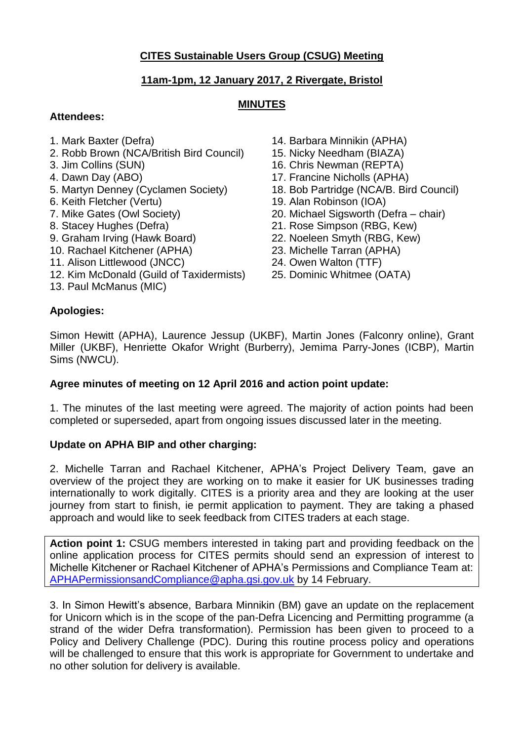**CITES Sustainable Users Group (CSUG) Meeting**

**11am-1pm, 12 January 2017, 2 Rivergate, Bristol**

**MINUTES**

**Attendees:**

1. Mark Baxter (Defra)
2. Robb Brown (NCA/British Bird Council)
3. Jim Collins (SUN)
4. Dawn Day (ABO)
5. Martyn Denney (Cyclamen Society)
6. Keith Fletcher (Vertu)
7. Mike Gates (Owl Society)
8. Stacey Hughes (Defra)
9. Graham Irving (Hawk Board)
10. Rachael Kitchener (APHA)
11. Alison Littlewood (JNCC)
12. Kim McDonald (Guild of Taxidermists)
13. Paul McManus (MIC)
14. Barbara Minnikin (APHA)
15. Nicky Needham (BIAZA)
16. Chris Newman (REPTA)
17. Francine Nicholls (APHA)
18. Bob Partridge (NCA/B. Bird Council)
19. Alan Robinson (IOA)
20. Michael Sigsworth (Defra – chair)
21. Rose Simpson (RBG, Kew)
22. Noeleen Smyth (RBG, Kew)
23. Michelle Tarran (APHA)
24. Owen Walton (TTF)
25. Dominic Whitmee (OATA)

**Apologies:**

Simon Hewitt (APHA), Laurence Jessup (UKBF), Martin Jones (Falconry online), Grant Miller (UKBF), Henriette Okafor Wright (Burberry), Jemima Parry-Jones (ICBP), Martin Sims (NWCU).

**Agree minutes of meeting on 12 April 2016 and action point update:**

1. The minutes of the last meeting were agreed. The majority of action points had been completed or superseded, apart from ongoing issues discussed later in the meeting.

**Update on APHA BIP and other charging:**

2. Michelle Tarran and Rachael Kitchener, APHA's Project Delivery Team, gave an overview of the project they are working on to make it easier for UK businesses trading internationally to work digitally. CITES is a priority area and they are looking at the user journey from start to finish, ie permit application to payment. They are taking a phased approach and would like to seek feedback from CITES traders at each stage.

> **Action point 1:** CSUG members interested in taking part and providing feedback on the online application process for CITES permits should send an expression of interest to Michelle Kitchener or Rachael Kitchener of APHA's Permissions and Compliance Team at: APHAPermissionsandCompliance@apha.gsi.gov.uk by 14 February.

3. In Simon Hewitt's absence, Barbara Minnikin (BM) gave an update on the replacement for Unicorn which is in the scope of the pan-Defra Licencing and Permitting programme (a strand of the wider Defra transformation). Permission has been given to proceed to a Policy and Delivery Challenge (PDC). During this routine process policy and operations will be challenged to ensure that this work is appropriate for Government to undertake and no other solution for delivery is available.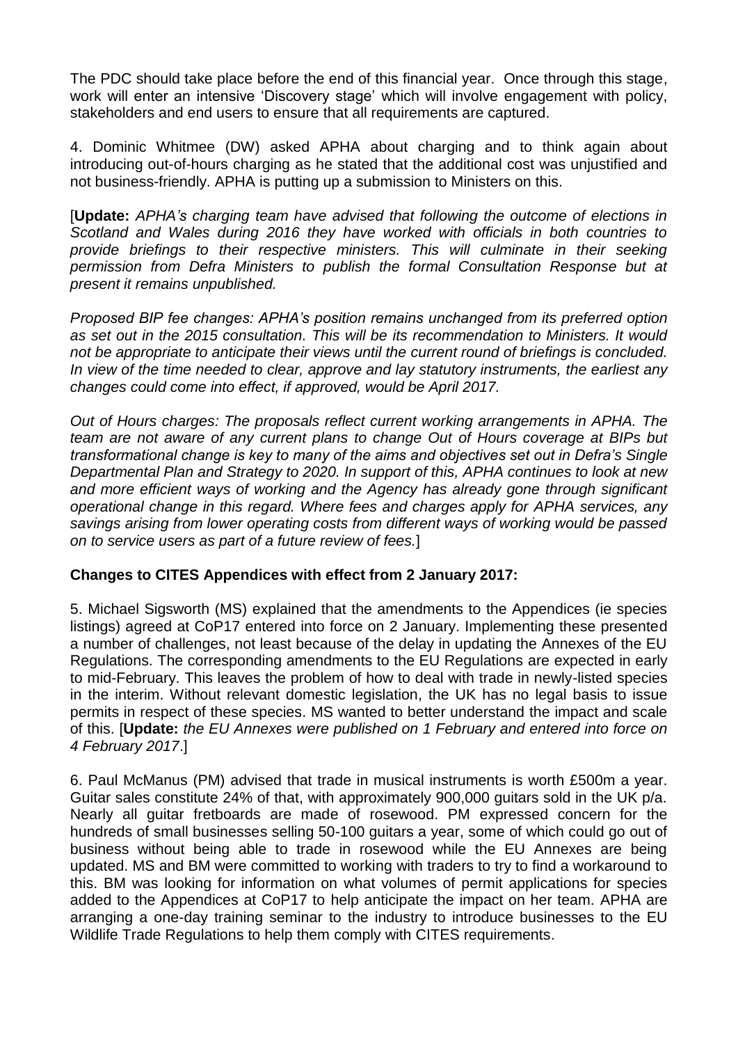The PDC should take place before the end of this financial year. Once through this stage, work will enter an intensive 'Discovery stage' which will involve engagement with policy, stakeholders and end users to ensure that all requirements are captured.

4. Dominic Whitmee (DW) asked APHA about charging and to think again about introducing out-of-hours charging as he stated that the additional cost was unjustified and not business-friendly. APHA is putting up a submission to Ministers on this.

[**Update:** *APHA's charging team have advised that following the outcome of elections in Scotland and Wales during 2016 they have worked with officials in both countries to provide briefings to their respective ministers. This will culminate in their seeking permission from Defra Ministers to publish the formal Consultation Response but at present it remains unpublished.*

*Proposed BIP fee changes: APHA's position remains unchanged from its preferred option as set out in the 2015 consultation. This will be its recommendation to Ministers. It would not be appropriate to anticipate their views until the current round of briefings is concluded. In view of the time needed to clear, approve and lay statutory instruments, the earliest any changes could come into effect, if approved, would be April 2017.*

*Out of Hours charges: The proposals reflect current working arrangements in APHA. The team are not aware of any current plans to change Out of Hours coverage at BIPs but transformational change is key to many of the aims and objectives set out in Defra's Single Departmental Plan and Strategy to 2020. In support of this, APHA continues to look at new and more efficient ways of working and the Agency has already gone through significant operational change in this regard. Where fees and charges apply for APHA services, any savings arising from lower operating costs from different ways of working would be passed on to service users as part of a future review of fees.*]

**Changes to CITES Appendices with effect from 2 January 2017:**

5. Michael Sigsworth (MS) explained that the amendments to the Appendices (ie species listings) agreed at CoP17 entered into force on 2 January. Implementing these presented a number of challenges, not least because of the delay in updating the Annexes of the EU Regulations. The corresponding amendments to the EU Regulations are expected in early to mid-February. This leaves the problem of how to deal with trade in newly-listed species in the interim. Without relevant domestic legislation, the UK has no legal basis to issue permits in respect of these species. MS wanted to better understand the impact and scale of this. [**Update:** *the EU Annexes were published on 1 February and entered into force on 4 February 2017*.]

6. Paul McManus (PM) advised that trade in musical instruments is worth £500m a year. Guitar sales constitute 24% of that, with approximately 900,000 guitars sold in the UK p/a. Nearly all guitar fretboards are made of rosewood. PM expressed concern for the hundreds of small businesses selling 50-100 guitars a year, some of which could go out of business without being able to trade in rosewood while the EU Annexes are being updated. MS and BM were committed to working with traders to try to find a workaround to this. BM was looking for information on what volumes of permit applications for species added to the Appendices at CoP17 to help anticipate the impact on her team. APHA are arranging a one-day training seminar to the industry to introduce businesses to the EU Wildlife Trade Regulations to help them comply with CITES requirements.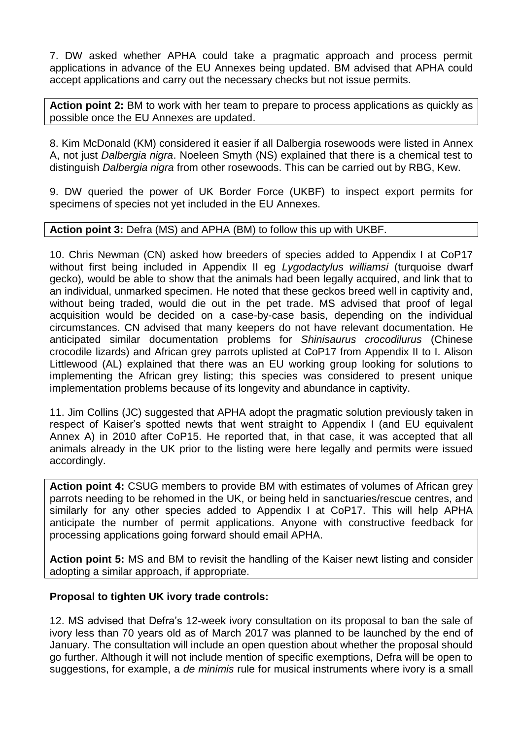7. DW asked whether APHA could take a pragmatic approach and process permit applications in advance of the EU Annexes being updated. BM advised that APHA could accept applications and carry out the necessary checks but not issue permits.

**Action point 2:** BM to work with her team to prepare to process applications as quickly as possible once the EU Annexes are updated.

8. Kim McDonald (KM) considered it easier if all Dalbergia rosewoods were listed in Annex A, not just *Dalbergia nigra*. Noeleen Smyth (NS) explained that there is a chemical test to distinguish *Dalbergia nigra* from other rosewoods. This can be carried out by RBG, Kew.

9. DW queried the power of UK Border Force (UKBF) to inspect export permits for specimens of species not yet included in the EU Annexes.

**Action point 3:** Defra (MS) and APHA (BM) to follow this up with UKBF.

10. Chris Newman (CN) asked how breeders of species added to Appendix I at CoP17 without first being included in Appendix II eg *Lygodactylus williamsi* (turquoise dwarf gecko), would be able to show that the animals had been legally acquired, and link that to an individual, unmarked specimen. He noted that these geckos breed well in captivity and, without being traded, would die out in the pet trade. MS advised that proof of legal acquisition would be decided on a case-by-case basis, depending on the individual circumstances. CN advised that many keepers do not have relevant documentation. He anticipated similar documentation problems for *Shinisaurus crocodilurus* (Chinese crocodile lizards) and African grey parrots uplisted at CoP17 from Appendix II to I. Alison Littlewood (AL) explained that there was an EU working group looking for solutions to implementing the African grey listing; this species was considered to present unique implementation problems because of its longevity and abundance in captivity.

11. Jim Collins (JC) suggested that APHA adopt the pragmatic solution previously taken in respect of Kaiser's spotted newts that went straight to Appendix I (and EU equivalent Annex A) in 2010 after CoP15. He reported that, in that case, it was accepted that all animals already in the UK prior to the listing were here legally and permits were issued accordingly.

**Action point 4:** CSUG members to provide BM with estimates of volumes of African grey parrots needing to be rehomed in the UK, or being held in sanctuaries/rescue centres, and similarly for any other species added to Appendix I at CoP17. This will help APHA anticipate the number of permit applications. Anyone with constructive feedback for processing applications going forward should email APHA.

**Action point 5:** MS and BM to revisit the handling of the Kaiser newt listing and consider adopting a similar approach, if appropriate.

**Proposal to tighten UK ivory trade controls:**

12. MS advised that Defra's 12-week ivory consultation on its proposal to ban the sale of ivory less than 70 years old as of March 2017 was planned to be launched by the end of January. The consultation will include an open question about whether the proposal should go further. Although it will not include mention of specific exemptions, Defra will be open to suggestions, for example, a *de minimis* rule for musical instruments where ivory is a small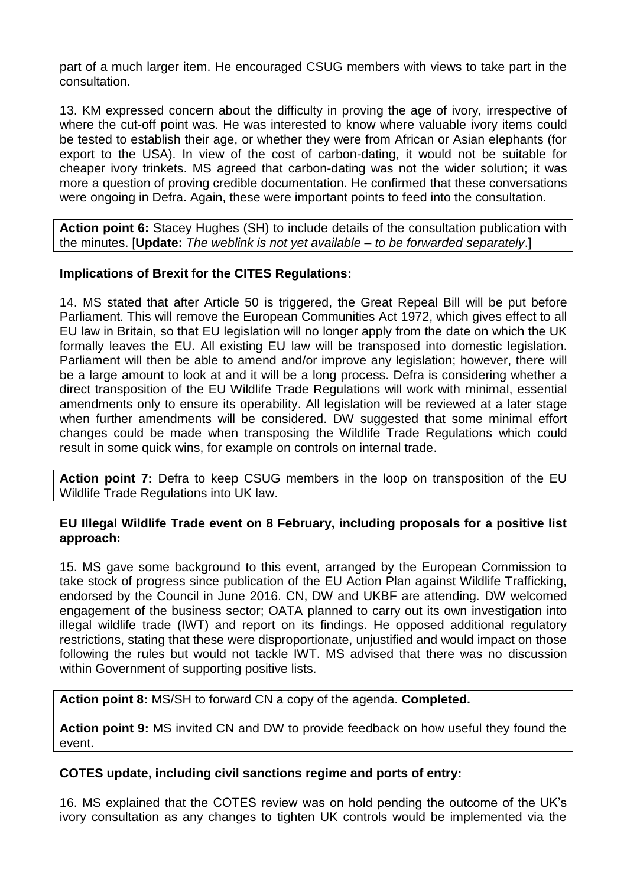part of a much larger item. He encouraged CSUG members with views to take part in the consultation.

13. KM expressed concern about the difficulty in proving the age of ivory, irrespective of where the cut-off point was. He was interested to know where valuable ivory items could be tested to establish their age, or whether they were from African or Asian elephants (for export to the USA). In view of the cost of carbon-dating, it would not be suitable for cheaper ivory trinkets. MS agreed that carbon-dating was not the wider solution; it was more a question of proving credible documentation. He confirmed that these conversations were ongoing in Defra. Again, these were important points to feed into the consultation.

**Action point 6:** Stacey Hughes (SH) to include details of the consultation publication with the minutes. [**Update:** *The weblink is not yet available – to be forwarded separately*.]

**Implications of Brexit for the CITES Regulations:**

14. MS stated that after Article 50 is triggered, the Great Repeal Bill will be put before Parliament. This will remove the European Communities Act 1972, which gives effect to all EU law in Britain, so that EU legislation will no longer apply from the date on which the UK formally leaves the EU. All existing EU law will be transposed into domestic legislation. Parliament will then be able to amend and/or improve any legislation; however, there will be a large amount to look at and it will be a long process. Defra is considering whether a direct transposition of the EU Wildlife Trade Regulations will work with minimal, essential amendments only to ensure its operability. All legislation will be reviewed at a later stage when further amendments will be considered. DW suggested that some minimal effort changes could be made when transposing the Wildlife Trade Regulations which could result in some quick wins, for example on controls on internal trade.

**Action point 7:** Defra to keep CSUG members in the loop on transposition of the EU Wildlife Trade Regulations into UK law.

**EU Illegal Wildlife Trade event on 8 February, including proposals for a positive list approach:**

15. MS gave some background to this event, arranged by the European Commission to take stock of progress since publication of the EU Action Plan against Wildlife Trafficking, endorsed by the Council in June 2016. CN, DW and UKBF are attending. DW welcomed engagement of the business sector; OATA planned to carry out its own investigation into illegal wildlife trade (IWT) and report on its findings. He opposed additional regulatory restrictions, stating that these were disproportionate, unjustified and would impact on those following the rules but would not tackle IWT. MS advised that there was no discussion within Government of supporting positive lists.

**Action point 8:** MS/SH to forward CN a copy of the agenda. **Completed.**

**Action point 9:** MS invited CN and DW to provide feedback on how useful they found the event.

**COTES update, including civil sanctions regime and ports of entry:**

16. MS explained that the COTES review was on hold pending the outcome of the UK's ivory consultation as any changes to tighten UK controls would be implemented via the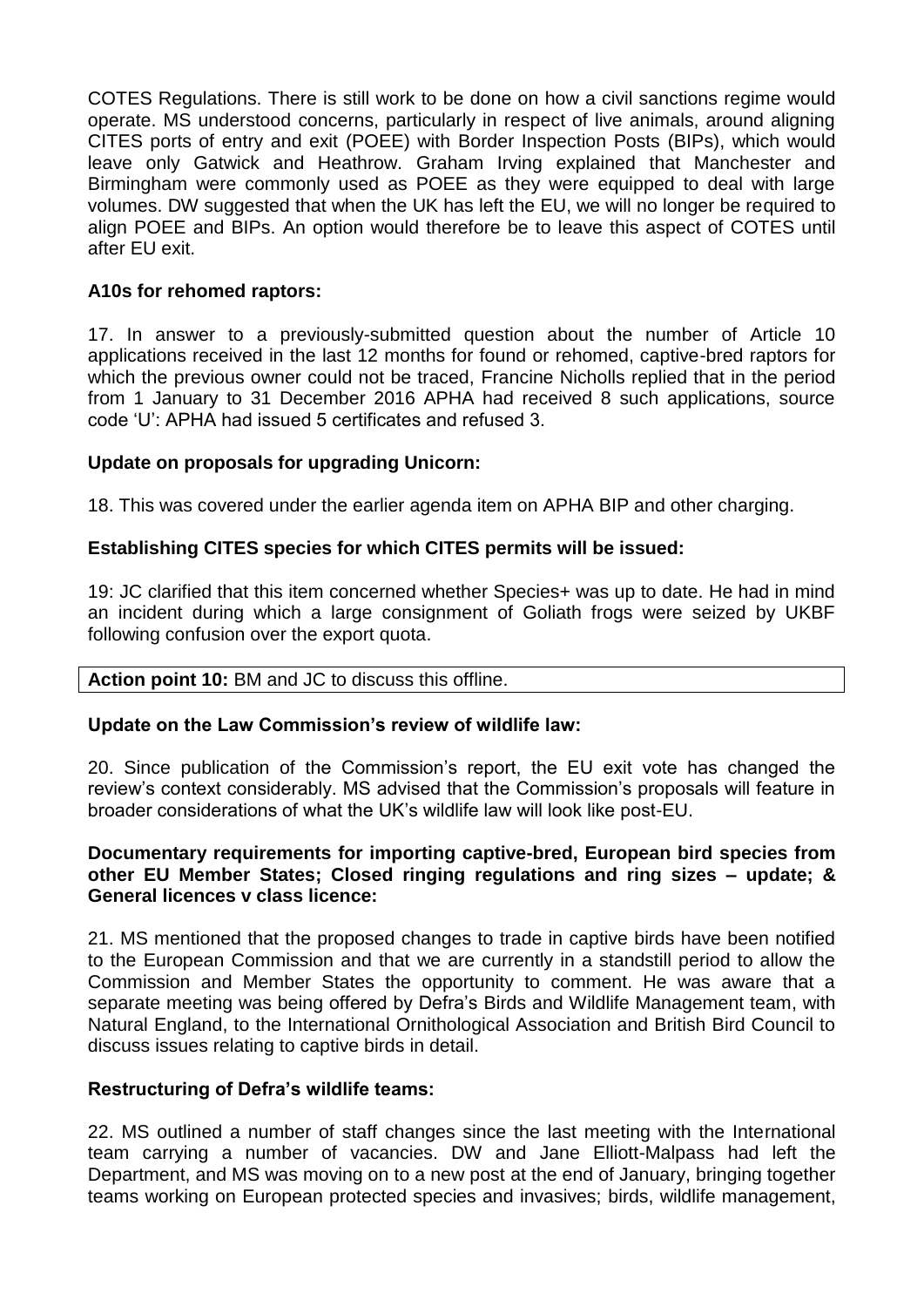COTES Regulations. There is still work to be done on how a civil sanctions regime would operate. MS understood concerns, particularly in respect of live animals, around aligning CITES ports of entry and exit (POEE) with Border Inspection Posts (BIPs), which would leave only Gatwick and Heathrow. Graham Irving explained that Manchester and Birmingham were commonly used as POEE as they were equipped to deal with large volumes. DW suggested that when the UK has left the EU, we will no longer be required to align POEE and BIPs. An option would therefore be to leave this aspect of COTES until after EU exit.

**A10s for rehomed raptors:**

17. In answer to a previously-submitted question about the number of Article 10 applications received in the last 12 months for found or rehomed, captive-bred raptors for which the previous owner could not be traced, Francine Nicholls replied that in the period from 1 January to 31 December 2016 APHA had received 8 such applications, source code 'U': APHA had issued 5 certificates and refused 3.

**Update on proposals for upgrading Unicorn:**

18. This was covered under the earlier agenda item on APHA BIP and other charging.

**Establishing CITES species for which CITES permits will be issued:**

19: JC clarified that this item concerned whether Species+ was up to date. He had in mind an incident during which a large consignment of Goliath frogs were seized by UKBF following confusion over the export quota.

| **Action point 10:** BM and JC to discuss this offline. |
|---|

**Update on the Law Commission's review of wildlife law:**

20. Since publication of the Commission's report, the EU exit vote has changed the review's context considerably. MS advised that the Commission's proposals will feature in broader considerations of what the UK's wildlife law will look like post-EU.

**Documentary requirements for importing captive-bred, European bird species from other EU Member States; Closed ringing regulations and ring sizes – update; & General licences v class licence:**

21. MS mentioned that the proposed changes to trade in captive birds have been notified to the European Commission and that we are currently in a standstill period to allow the Commission and Member States the opportunity to comment. He was aware that a separate meeting was being offered by Defra's Birds and Wildlife Management team, with Natural England, to the International Ornithological Association and British Bird Council to discuss issues relating to captive birds in detail.

**Restructuring of Defra's wildlife teams:**

22. MS outlined a number of staff changes since the last meeting with the International team carrying a number of vacancies. DW and Jane Elliott-Malpass had left the Department, and MS was moving on to a new post at the end of January, bringing together teams working on European protected species and invasives; birds, wildlife management,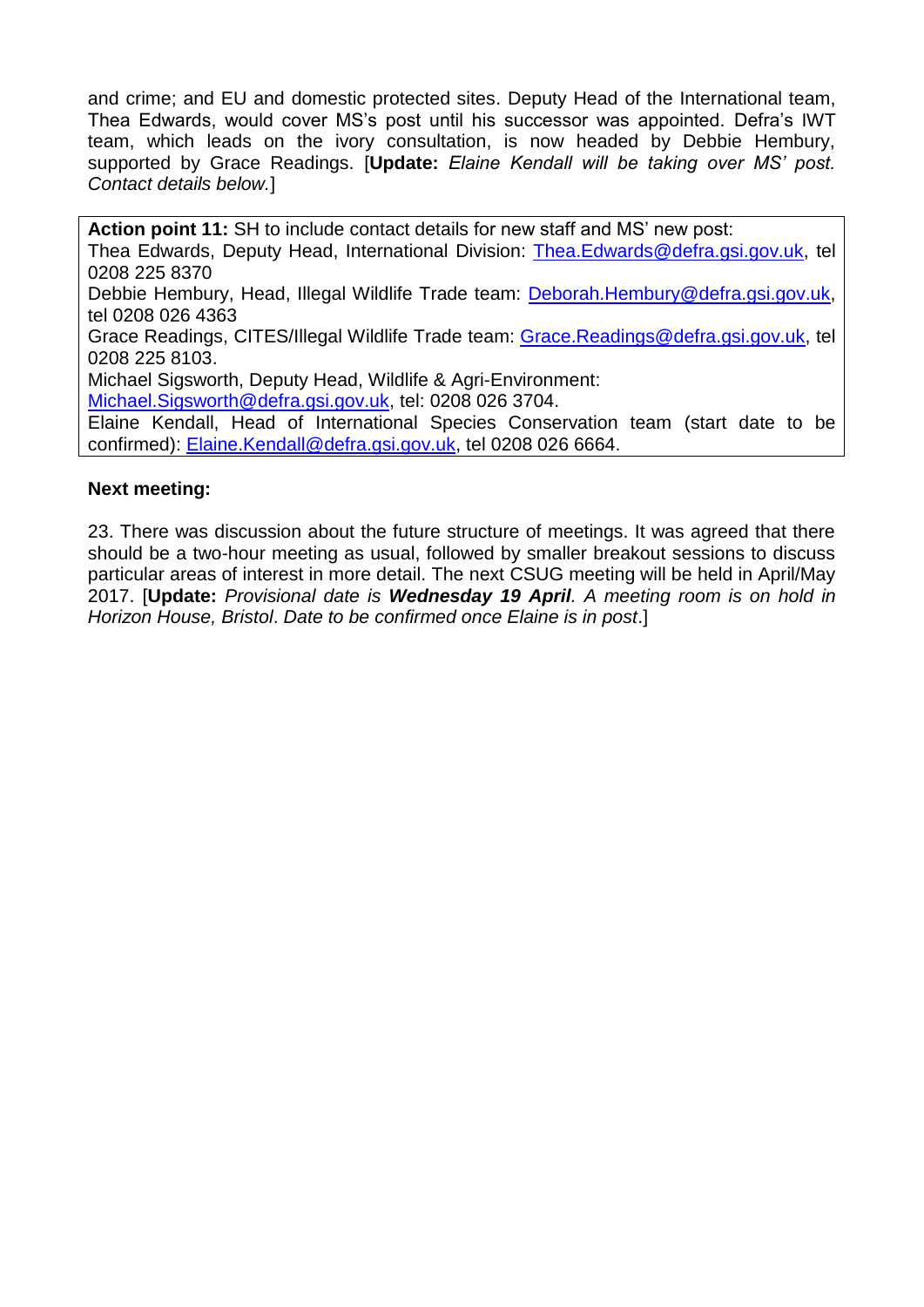and crime; and EU and domestic protected sites. Deputy Head of the International team, Thea Edwards, would cover MS's post until his successor was appointed. Defra's IWT team, which leads on the ivory consultation, is now headed by Debbie Hembury, supported by Grace Readings. [**Update:** *Elaine Kendall will be taking over MS' post. Contact details below.*]

**Action point 11:** SH to include contact details for new staff and MS' new post:
Thea Edwards, Deputy Head, International Division: Thea.Edwards@defra.gsi.gov.uk, tel 0208 225 8370
Debbie Hembury, Head, Illegal Wildlife Trade team: Deborah.Hembury@defra.gsi.gov.uk, tel 0208 026 4363
Grace Readings, CITES/Illegal Wildlife Trade team: Grace.Readings@defra.gsi.gov.uk, tel 0208 225 8103.
Michael Sigsworth, Deputy Head, Wildlife & Agri-Environment: Michael.Sigsworth@defra.gsi.gov.uk, tel: 0208 026 3704.
Elaine Kendall, Head of International Species Conservation team (start date to be confirmed): Elaine.Kendall@defra.gsi.gov.uk, tel 0208 026 6664.

**Next meeting:**

23. There was discussion about the future structure of meetings. It was agreed that there should be a two-hour meeting as usual, followed by smaller breakout sessions to discuss particular areas of interest in more detail. The next CSUG meeting will be held in April/May 2017. [**Update:** *Provisional date is* ***Wednesday 19 April****. A meeting room is on hold in Horizon House, Bristol. Date to be confirmed once Elaine is in post*.]